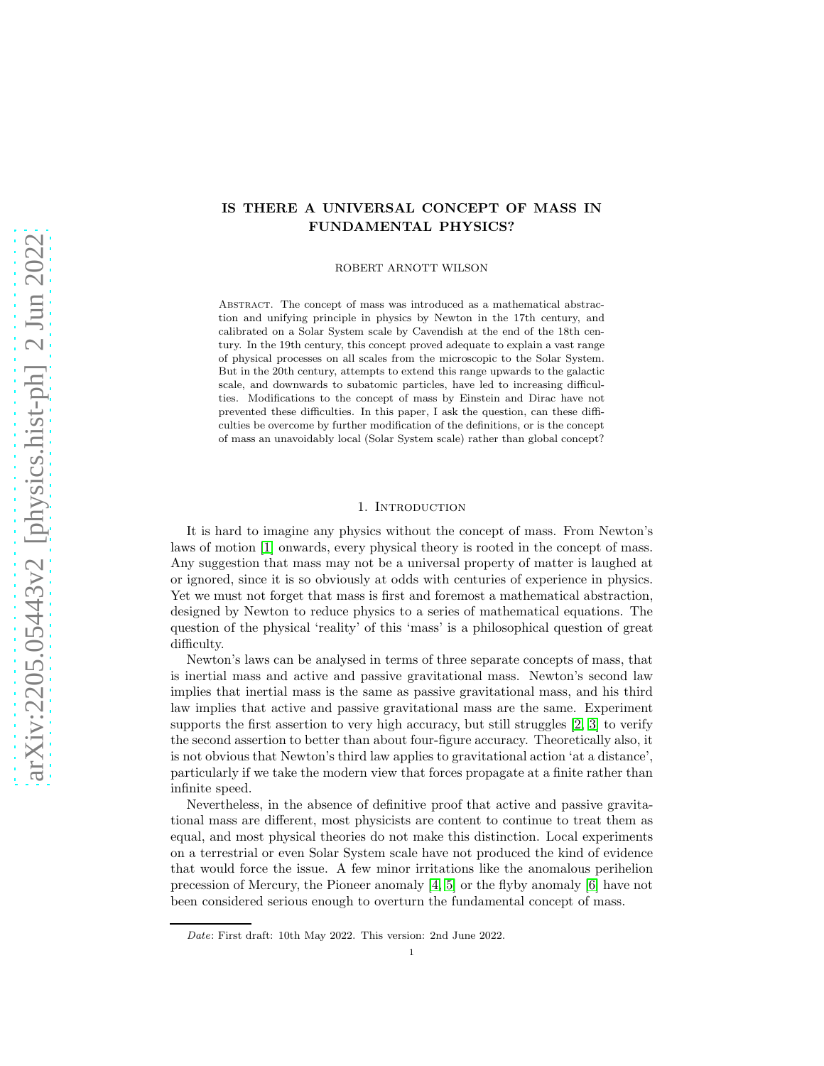# IS THERE A UNIVERSAL CONCEPT OF MASS IN FUNDAMENTAL PHYSICS?

ROBERT ARNOTT WILSON

Abstract. The concept of mass was introduced as a mathematical abstraction and unifying principle in physics by Newton in the 17th century, and calibrated on a Solar System scale by Cavendish at the end of the 18th century. In the 19th century, this concept proved adequate to explain a vast range of physical processes on all scales from the microscopic to the Solar System. But in the 20th century, attempts to extend this range upwards to the galactic scale, and downwards to subatomic particles, have led to increasing difficulties. Modifications to the concept of mass by Einstein and Dirac have not prevented these difficulties. In this paper, I ask the question, can these difficulties be overcome by further modification of the definitions, or is the concept of mass an unavoidably local (Solar System scale) rather than global concept?

## 1. Introduction

It is hard to imagine any physics without the concept of mass. From Newton's laws of motion [1] onwards, every physical theory is rooted in the concept of mass. Any suggestion that mass may not be a universal property of matter is laughed at or ignored, since it is so obviously at odds with centuries of experience in physics. Yet we must not forget that mass is first and foremost a mathematical abstraction, designed by Newton to reduce physics to a series of mathematical equations. The question of the physical 'reality' of this 'mass' is a philosophical question of great difficulty.

Newton's laws can be analysed in terms of three separate concepts of mass, that is inertial mass and active and passive gravitational mass. Newton's second law implies that inertial mass is the same as passive gravitational mass, and his third law implies that active and passive gravitational mass are the same. Experiment supports the first assertion to very high accuracy, but still struggles [2, 3] to verify the second assertion to better than about four-figure accuracy. Theoretically also, it is not obvious that Newton's third law applies to gravitational action 'at a distance', particularly if we take the modern view that forces propagate at a finite rather than infinite speed.

Nevertheless, in the absence of definitive proof that active and passive gravitational mass are different, most physicists are content to continue to treat them as equal, and most physical theories do not make this distinction. Local experiments on a terrestrial or even Solar System scale have not produced the kind of evidence that would force the issue. A few minor irritations like the anomalous perihelion precession of Mercury, the Pioneer anomaly [4, 5] or the flyby anomaly [6] have not been considered serious enough to overturn the fundamental concept of mass.

*Date*: First draft: 10th May 2022. This version: 2nd June 2022.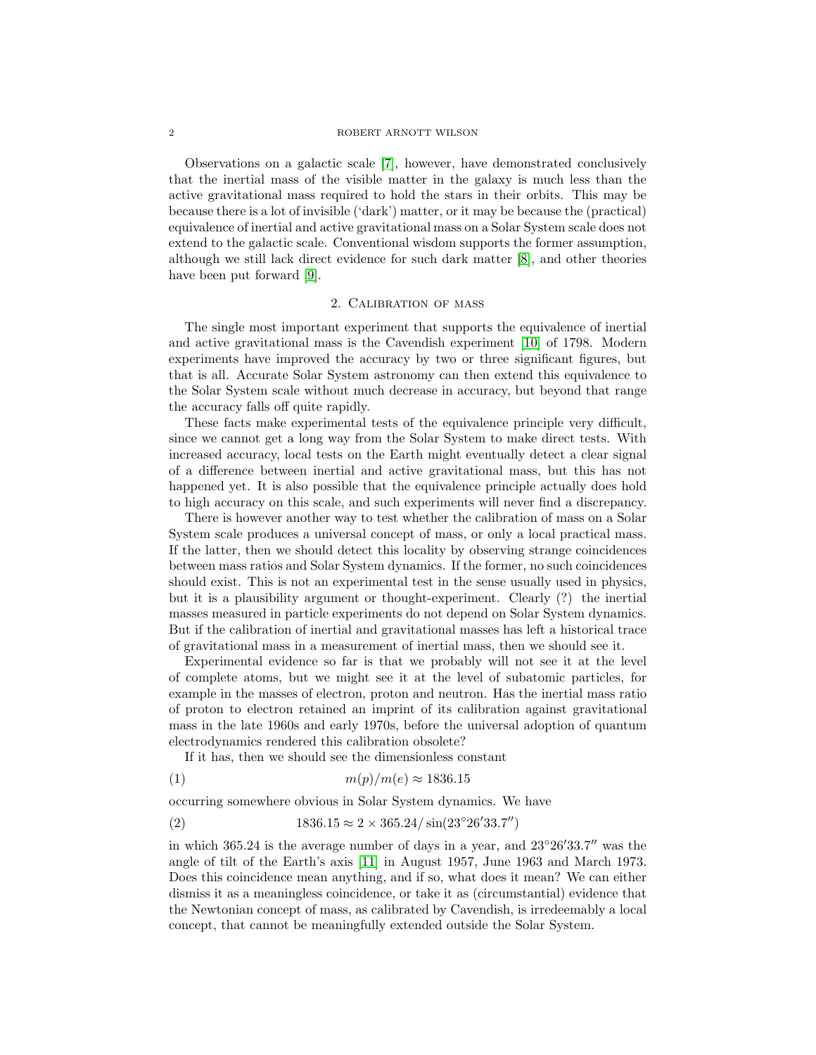Observations on a galactic scale [7], however, have demonstrated conclusively that the inertial mass of the visible matter in the galaxy is much less than the active gravitational mass required to hold the stars in their orbits. This may be because there is a lot of invisible ('dark') matter, or it may be because the (practical) equivalence of inertial and active gravitational mass on a Solar System scale does not extend to the galactic scale. Conventional wisdom supports the former assumption, although we still lack direct evidence for such dark matter [8], and other theories have been put forward [9].

## 2. Calibration of mass

The single most important experiment that supports the equivalence of inertial and active gravitational mass is the Cavendish experiment [10] of 1798. Modern experiments have improved the accuracy by two or three significant figures, but that is all. Accurate Solar System astronomy can then extend this equivalence to the Solar System scale without much decrease in accuracy, but beyond that range the accuracy falls off quite rapidly.

These facts make experimental tests of the equivalence principle very difficult, since we cannot get a long way from the Solar System to make direct tests. With increased accuracy, local tests on the Earth might eventually detect a clear signal of a difference between inertial and active gravitational mass, but this has not happened yet. It is also possible that the equivalence principle actually does hold to high accuracy on this scale, and such experiments will never find a discrepancy.

There is however another way to test whether the calibration of mass on a Solar System scale produces a universal concept of mass, or only a local practical mass. If the latter, then we should detect this locality by observing strange coincidences between mass ratios and Solar System dynamics. If the former, no such coincidences should exist. This is not an experimental test in the sense usually used in physics, but it is a plausibility argument or thought-experiment. Clearly (?) the inertial masses measured in particle experiments do not depend on Solar System dynamics. But if the calibration of inertial and gravitational masses has left a historical trace of gravitational mass in a measurement of inertial mass, then we should see it.

Experimental evidence so far is that we probably will not see it at the level of complete atoms, but we might see it at the level of subatomic particles, for example in the masses of electron, proton and neutron. Has the inertial mass ratio of proton to electron retained an imprint of its calibration against gravitational mass in the late 1960s and early 1970s, before the universal adoption of quantum electrodynamics rendered this calibration obsolete?

If it has, then we should see the dimensionless constant

$$m(p)/m(e) \approx 1836.15 \tag{1}$$

occurring somewhere obvious in Solar System dynamics. We have

$$1836.15 \approx 2 \times 365.24 / \sin(23^\circ 26' 33.7'') \tag{2}$$

in which 365.24 is the average number of days in a year, and $23^\circ 26' 33.7''$ was the angle of tilt of the Earth's axis [11] in August 1957, June 1963 and March 1973. Does this coincidence mean anything, and if so, what does it mean? We can either dismiss it as a meaningless coincidence, or take it as (circumstantial) evidence that the Newtonian concept of mass, as calibrated by Cavendish, is irredeemably a local concept, that cannot be meaningfully extended outside the Solar System.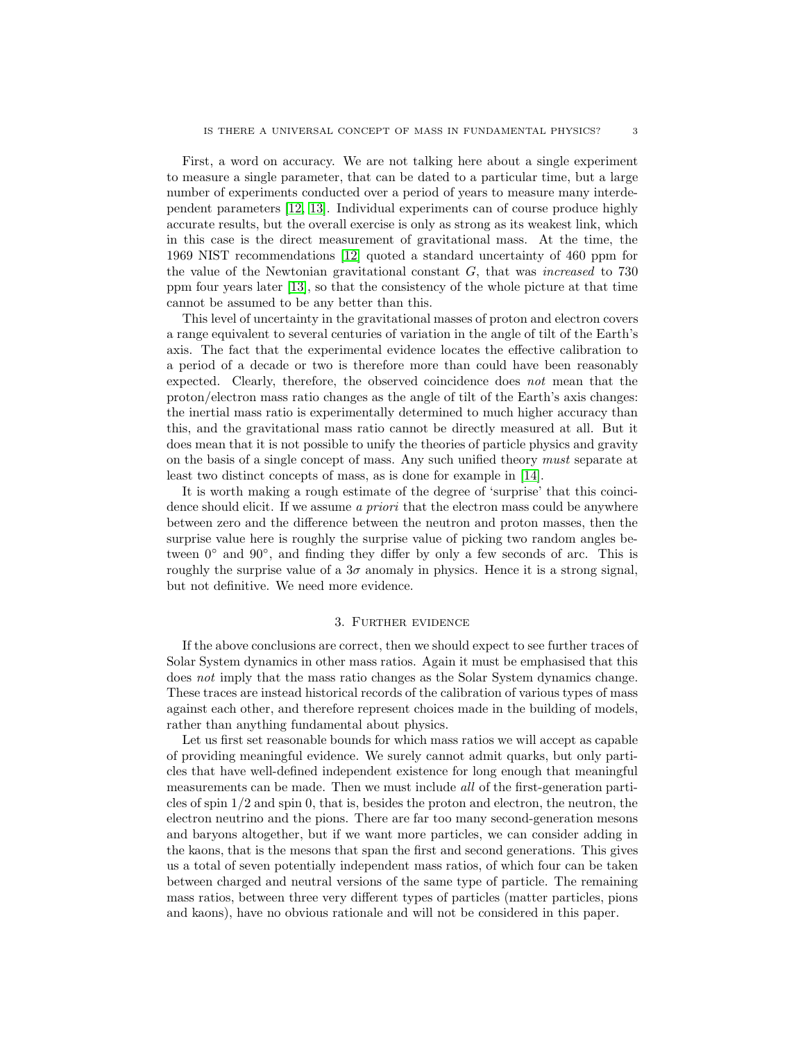First, a word on accuracy. We are not talking here about a single experiment to measure a single parameter, that can be dated to a particular time, but a large number of experiments conducted over a period of years to measure many interdependent parameters [12, 13]. Individual experiments can of course produce highly accurate results, but the overall exercise is only as strong as its weakest link, which in this case is the direct measurement of gravitational mass. At the time, the 1969 NIST recommendations [12] quoted a standard uncertainty of 460 ppm for the value of the Newtonian gravitational constant $G$, that was *increased* to 730 ppm four years later [13], so that the consistency of the whole picture at that time cannot be assumed to be any better than this.

This level of uncertainty in the gravitational masses of proton and electron covers a range equivalent to several centuries of variation in the angle of tilt of the Earth's axis. The fact that the experimental evidence locates the effective calibration to a period of a decade or two is therefore more than could have been reasonably expected. Clearly, therefore, the observed coincidence does *not* mean that the proton/electron mass ratio changes as the angle of tilt of the Earth's axis changes: the inertial mass ratio is experimentally determined to much higher accuracy than this, and the gravitational mass ratio cannot be directly measured at all. But it does mean that it is not possible to unify the theories of particle physics and gravity on the basis of a single concept of mass. Any such unified theory *must* separate at least two distinct concepts of mass, as is done for example in [14].

It is worth making a rough estimate of the degree of 'surprise' that this coincidence should elicit. If we assume *a priori* that the electron mass could be anywhere between zero and the difference between the neutron and proton masses, then the surprise value here is roughly the surprise value of picking two random angles between $0^\circ$ and $90^\circ$, and finding they differ by only a few seconds of arc. This is roughly the surprise value of a $3\sigma$ anomaly in physics. Hence it is a strong signal, but not definitive. We need more evidence.

## 3. Further evidence

If the above conclusions are correct, then we should expect to see further traces of Solar System dynamics in other mass ratios. Again it must be emphasised that this does *not* imply that the mass ratio changes as the Solar System dynamics change. These traces are instead historical records of the calibration of various types of mass against each other, and therefore represent choices made in the building of models, rather than anything fundamental about physics.

Let us first set reasonable bounds for which mass ratios we will accept as capable of providing meaningful evidence. We surely cannot admit quarks, but only particles that have well-defined independent existence for long enough that meaningful measurements can be made. Then we must include *all* of the first-generation particles of spin $1/2$ and spin 0, that is, besides the proton and electron, the neutron, the electron neutrino and the pions. There are far too many second-generation mesons and baryons altogether, but if we want more particles, we can consider adding in the kaons, that is the mesons that span the first and second generations. This gives us a total of seven potentially independent mass ratios, of which four can be taken between charged and neutral versions of the same type of particle. The remaining mass ratios, between three very different types of particles (matter particles, pions and kaons), have no obvious rationale and will not be considered in this paper.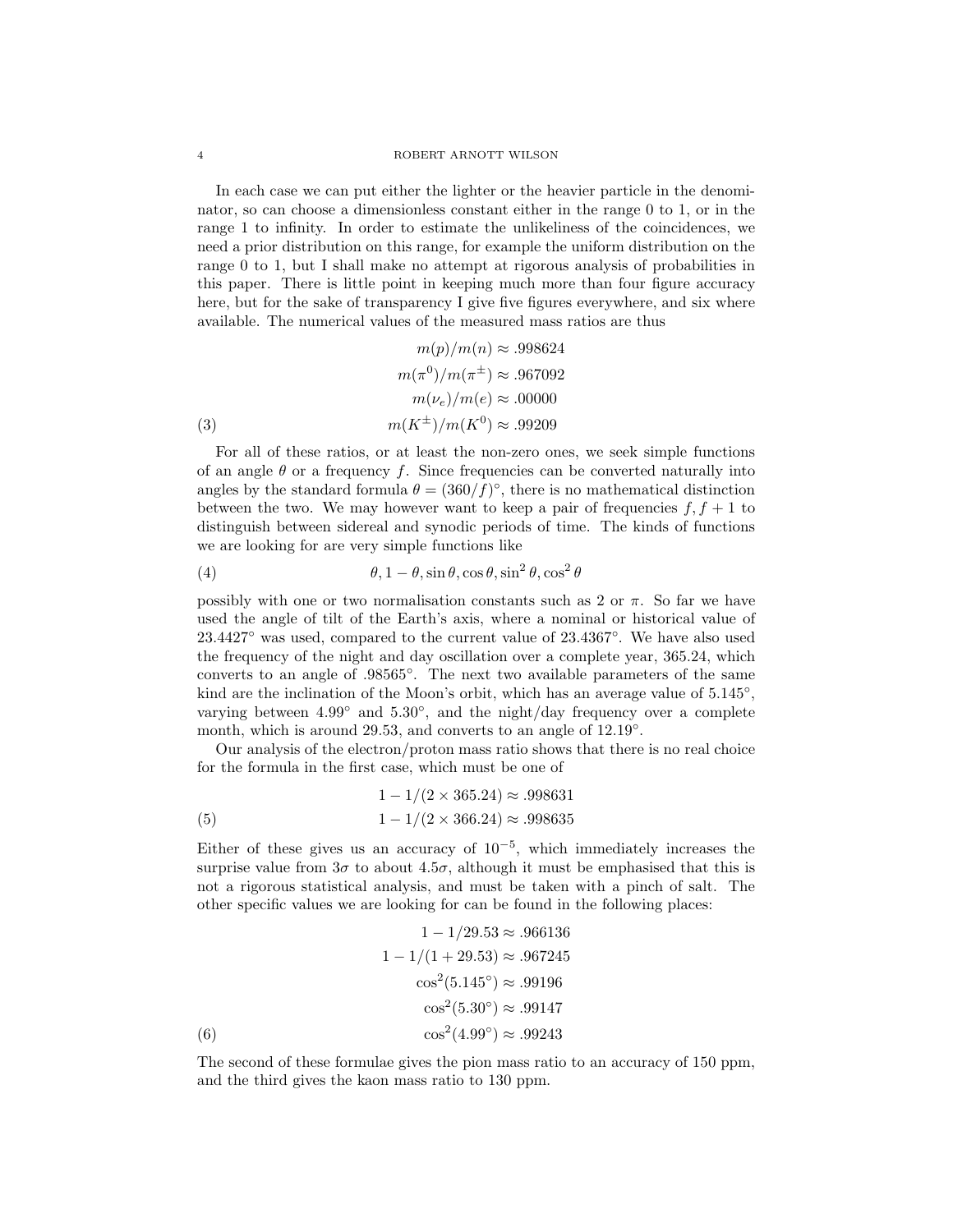In each case we can put either the lighter or the heavier particle in the denominator, so can choose a dimensionless constant either in the range 0 to 1, or in the range 1 to infinity. In order to estimate the unlikeliness of the coincidences, we need a prior distribution on this range, for example the uniform distribution on the range 0 to 1, but I shall make no attempt at rigorous analysis of probabilities in this paper. There is little point in keeping much more than four figure accuracy here, but for the sake of transparency I give five figures everywhere, and six where available. The numerical values of the measured mass ratios are thus

$$
\begin{aligned}
m(p)/m(n) &\approx .998624 \\
m(\pi^0)/m(\pi^\pm) &\approx .967092 \\
m(\nu_e)/m(e) &\approx .00000 \\
m(K^\pm)/m(K^0) &\approx .99209
\end{aligned} \tag{3}
$$

For all of these ratios, or at least the non-zero ones, we seek simple functions of an angle $\theta$ or a frequency $f$. Since frequencies can be converted naturally into angles by the standard formula $\theta = (360/f)^\circ$, there is no mathematical distinction between the two. We may however want to keep a pair of frequencies $f, f+1$ to distinguish between sidereal and synodic periods of time. The kinds of functions we are looking for are very simple functions like

$$
\theta, 1-\theta, \sin\theta, \cos\theta, \sin^2\theta, \cos^2\theta \tag{4}
$$

possibly with one or two normalisation constants such as 2 or $\pi$. So far we have used the angle of tilt of the Earth's axis, where a nominal or historical value of $23.4427^\circ$ was used, compared to the current value of $23.4367^\circ$. We have also used the frequency of the night and day oscillation over a complete year, 365.24, which converts to an angle of $.98565^\circ$. The next two available parameters of the same kind are the inclination of the Moon's orbit, which has an average value of $5.145^\circ$, varying between $4.99^\circ$ and $5.30^\circ$, and the night/day frequency over a complete month, which is around 29.53, and converts to an angle of $12.19^\circ$.

Our analysis of the electron/proton mass ratio shows that there is no real choice for the formula in the first case, which must be one of

$$
\begin{aligned}
1 - 1/(2 \times 365.24) &\approx .998631 \\
1 - 1/(2 \times 366.24) &\approx .998635
\end{aligned} \tag{5}
$$

Either of these gives us an accuracy of $10^{-5}$, which immediately increases the surprise value from $3\sigma$ to about $4.5\sigma$, although it must be emphasised that this is not a rigorous statistical analysis, and must be taken with a pinch of salt. The other specific values we are looking for can be found in the following places:

$$
\begin{aligned}
1 - 1/29.53 &\approx .966136 \\
1 - 1/(1 + 29.53) &\approx .967245 \\
\cos^2(5.145^\circ) &\approx .99196 \\
\cos^2(5.30^\circ) &\approx .99147 \\
\cos^2(4.99^\circ) &\approx .99243
\end{aligned} \tag{6}
$$

The second of these formulae gives the pion mass ratio to an accuracy of 150 ppm, and the third gives the kaon mass ratio to 130 ppm.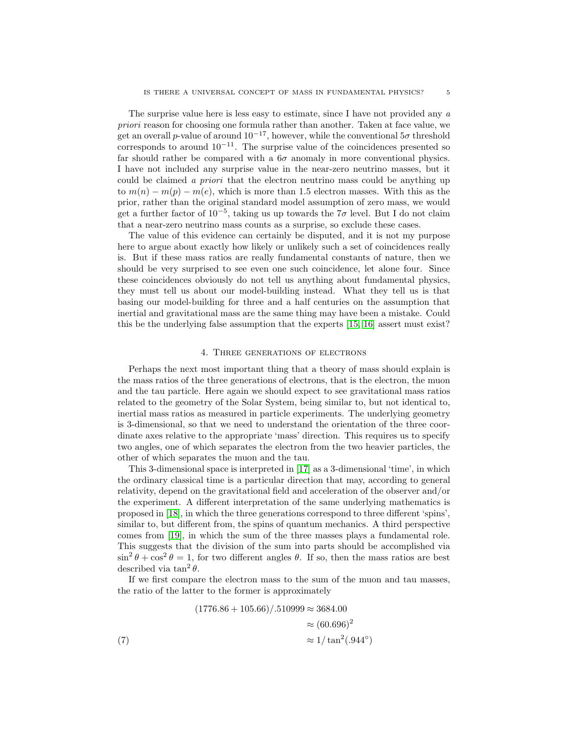The surprise value here is less easy to estimate, since I have not provided any *a priori* reason for choosing one formula rather than another. Taken at face value, we get an overall $p$-value of around $10^{-17}$, however, while the conventional $5\sigma$ threshold corresponds to around $10^{-11}$. The surprise value of the coincidences presented so far should rather be compared with a $6\sigma$ anomaly in more conventional physics. I have not included any surprise value in the near-zero neutrino masses, but it could be claimed *a priori* that the electron neutrino mass could be anything up to $m(n) - m(p) - m(e)$, which is more than 1.5 electron masses. With this as the prior, rather than the original standard model assumption of zero mass, we would get a further factor of $10^{-5}$, taking us up towards the $7\sigma$ level. But I do not claim that a near-zero neutrino mass counts as a surprise, so exclude these cases.

The value of this evidence can certainly be disputed, and it is not my purpose here to argue about exactly how likely or unlikely such a set of coincidences really is. But if these mass ratios are really fundamental constants of nature, then we should be very surprised to see even one such coincidence, let alone four. Since these coincidences obviously do not tell us anything about fundamental physics, they must tell us about our model-building instead. What they tell us is that basing our model-building for three and a half centuries on the assumption that inertial and gravitational mass are the same thing may have been a mistake. Could this be the underlying false assumption that the experts [15, 16] assert must exist?

## 4. Three generations of electrons

Perhaps the next most important thing that a theory of mass should explain is the mass ratios of the three generations of electrons, that is the electron, the muon and the tau particle. Here again we should expect to see gravitational mass ratios related to the geometry of the Solar System, being similar to, but not identical to, inertial mass ratios as measured in particle experiments. The underlying geometry is 3-dimensional, so that we need to understand the orientation of the three coordinate axes relative to the appropriate 'mass' direction. This requires us to specify two angles, one of which separates the electron from the two heavier particles, the other of which separates the muon and the tau.

This 3-dimensional space is interpreted in [17] as a 3-dimensional 'time', in which the ordinary classical time is a particular direction that may, according to general relativity, depend on the gravitational field and acceleration of the observer and/or the experiment. A different interpretation of the same underlying mathematics is proposed in [18], in which the three generations correspond to three different 'spins', similar to, but different from, the spins of quantum mechanics. A third perspective comes from [19], in which the sum of the three masses plays a fundamental role. This suggests that the division of the sum into parts should be accomplished via $\sin^2\theta + \cos^2\theta = 1$, for two different angles $\theta$. If so, then the mass ratios are best described via $\tan^2\theta$.

If we first compare the electron mass to the sum of the muon and tau masses, the ratio of the latter to the former is approximately

$$
\begin{aligned}
(1776.86 + 105.66)/.510999 &\approx 3684.00 \\
&\approx (60.696)^2 \\
&\approx 1/\tan^2(.944^\circ)
\end{aligned}
\tag{7}
$$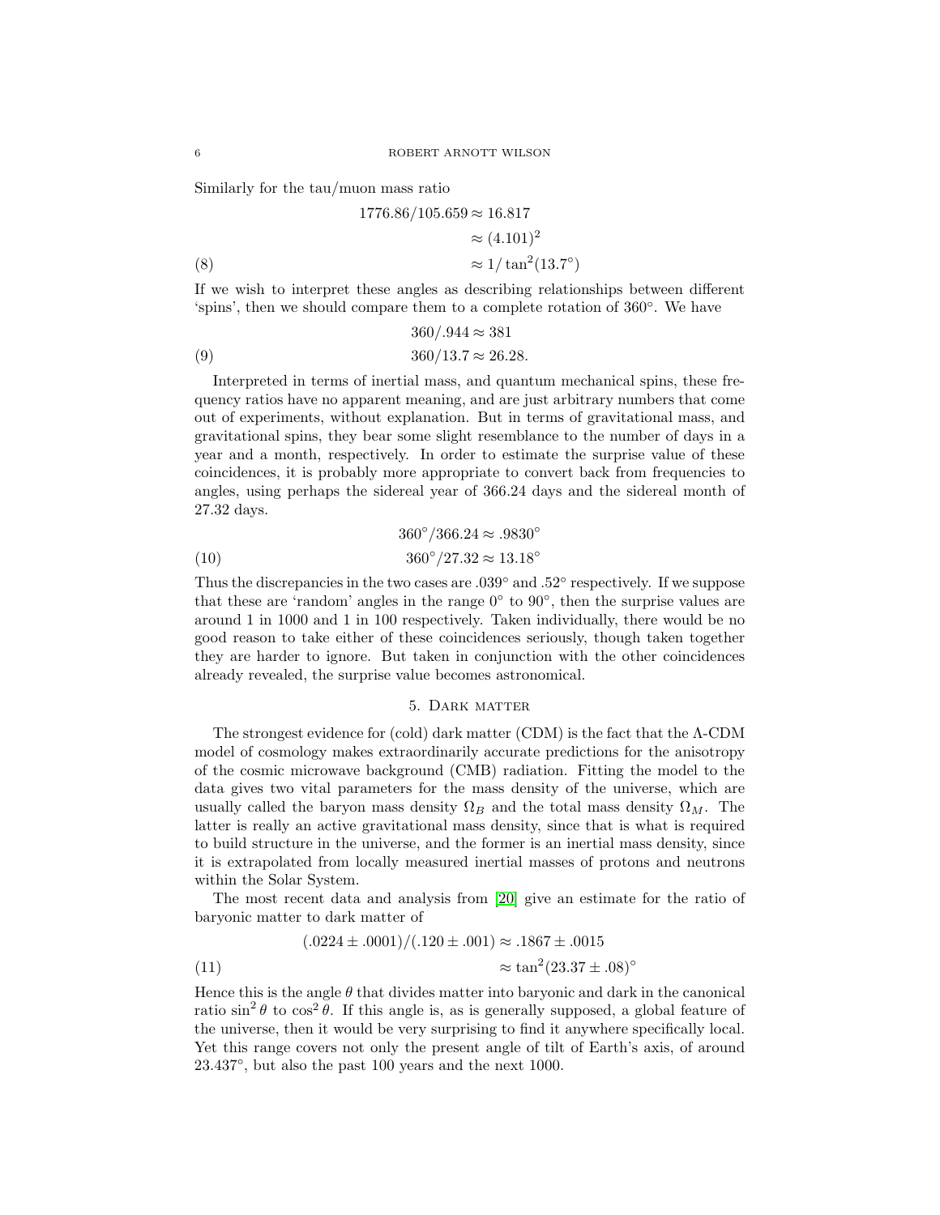Similarly for the tau/muon mass ratio

$$
\begin{aligned}
1776.86/105.659 &\approx 16.817 \\
&\approx (4.101)^2 \\
&\approx 1/\tan^2(13.7^\circ) \qquad (8)
\end{aligned}
$$

If we wish to interpret these angles as describing relationships between different 'spins', then we should compare them to a complete rotation of 360°. We have

$$
\begin{aligned}
360/.944 &\approx 381 \\
360/13.7 &\approx 26.28. \qquad (9)
\end{aligned}
$$

Interpreted in terms of inertial mass, and quantum mechanical spins, these frequency ratios have no apparent meaning, and are just arbitrary numbers that come out of experiments, without explanation. But in terms of gravitational mass, and gravitational spins, they bear some slight resemblance to the number of days in a year and a month, respectively. In order to estimate the surprise value of these coincidences, it is probably more appropriate to convert back from frequencies to angles, using perhaps the sidereal year of 366.24 days and the sidereal month of 27.32 days.

$$
\begin{aligned}
360^\circ/366.24 &\approx .9830^\circ \\
360^\circ/27.32 &\approx 13.18^\circ \qquad (10)
\end{aligned}
$$

Thus the discrepancies in the two cases are .039° and .52° respectively. If we suppose that these are 'random' angles in the range 0° to 90°, then the surprise values are around 1 in 1000 and 1 in 100 respectively. Taken individually, there would be no good reason to take either of these coincidences seriously, though taken together they are harder to ignore. But taken in conjunction with the other coincidences already revealed, the surprise value becomes astronomical.

## 5. Dark matter

The strongest evidence for (cold) dark matter (CDM) is the fact that the Λ-CDM model of cosmology makes extraordinarily accurate predictions for the anisotropy of the cosmic microwave background (CMB) radiation. Fitting the model to the data gives two vital parameters for the mass density of the universe, which are usually called the baryon mass density $\Omega_B$ and the total mass density $\Omega_M$. The latter is really an active gravitational mass density, since that is what is required to build structure in the universe, and the former is an inertial mass density, since it is extrapolated from locally measured inertial masses of protons and neutrons within the Solar System.

The most recent data and analysis from [20] give an estimate for the ratio of baryonic matter to dark matter of

$$
\begin{aligned}
(.0224 \pm .0001)/(.120 \pm .001) &\approx .1867 \pm .0015 \\
&\approx \tan^2(23.37 \pm .08)^\circ \qquad (11)
\end{aligned}
$$

Hence this is the angle $\theta$ that divides matter into baryonic and dark in the canonical ratio $\sin^2\theta$ to $\cos^2\theta$. If this angle is, as is generally supposed, a global feature of the universe, then it would be very surprising to find it anywhere specifically local. Yet this range covers not only the present angle of tilt of Earth's axis, of around 23.437°, but also the past 100 years and the next 1000.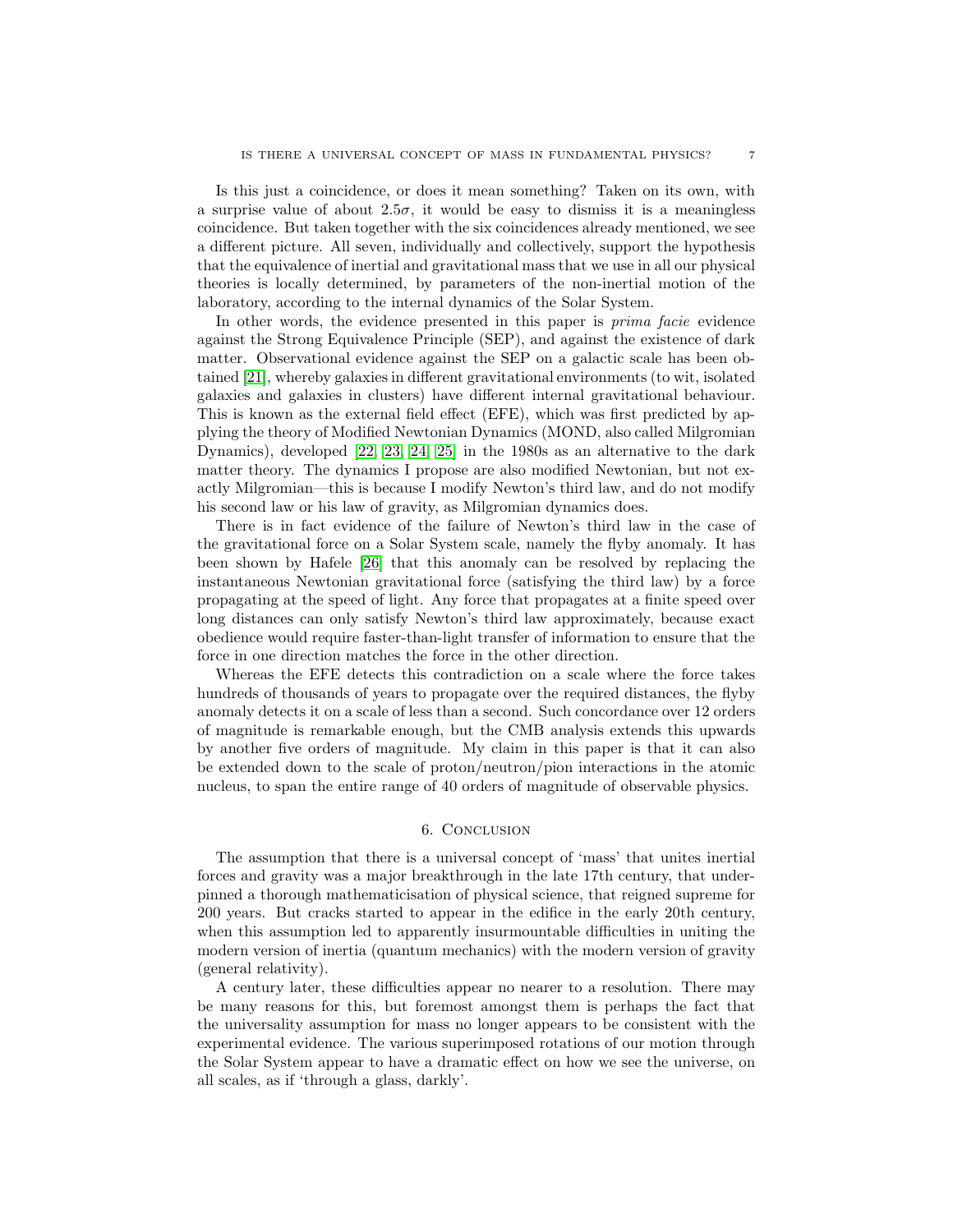Is this just a coincidence, or does it mean something? Taken on its own, with a surprise value of about $2.5\sigma$, it would be easy to dismiss it is a meaningless coincidence. But taken together with the six coincidences already mentioned, we see a different picture. All seven, individually and collectively, support the hypothesis that the equivalence of inertial and gravitational mass that we use in all our physical theories is locally determined, by parameters of the non-inertial motion of the laboratory, according to the internal dynamics of the Solar System.

In other words, the evidence presented in this paper is *prima facie* evidence against the Strong Equivalence Principle (SEP), and against the existence of dark matter. Observational evidence against the SEP on a galactic scale has been obtained [21], whereby galaxies in different gravitational environments (to wit, isolated galaxies and galaxies in clusters) have different internal gravitational behaviour. This is known as the external field effect (EFE), which was first predicted by applying the theory of Modified Newtonian Dynamics (MOND, also called Milgromian Dynamics), developed [22, 23, 24, 25] in the 1980s as an alternative to the dark matter theory. The dynamics I propose are also modified Newtonian, but not exactly Milgromian—this is because I modify Newton's third law, and do not modify his second law or his law of gravity, as Milgromian dynamics does.

There is in fact evidence of the failure of Newton's third law in the case of the gravitational force on a Solar System scale, namely the flyby anomaly. It has been shown by Hafele [26] that this anomaly can be resolved by replacing the instantaneous Newtonian gravitational force (satisfying the third law) by a force propagating at the speed of light. Any force that propagates at a finite speed over long distances can only satisfy Newton's third law approximately, because exact obedience would require faster-than-light transfer of information to ensure that the force in one direction matches the force in the other direction.

Whereas the EFE detects this contradiction on a scale where the force takes hundreds of thousands of years to propagate over the required distances, the flyby anomaly detects it on a scale of less than a second. Such concordance over 12 orders of magnitude is remarkable enough, but the CMB analysis extends this upwards by another five orders of magnitude. My claim in this paper is that it can also be extended down to the scale of proton/neutron/pion interactions in the atomic nucleus, to span the entire range of 40 orders of magnitude of observable physics.

## 6. Conclusion

The assumption that there is a universal concept of 'mass' that unites inertial forces and gravity was a major breakthrough in the late 17th century, that underpinned a thorough mathematicisation of physical science, that reigned supreme for 200 years. But cracks started to appear in the edifice in the early 20th century, when this assumption led to apparently insurmountable difficulties in uniting the modern version of inertia (quantum mechanics) with the modern version of gravity (general relativity).

A century later, these difficulties appear no nearer to a resolution. There may be many reasons for this, but foremost amongst them is perhaps the fact that the universality assumption for mass no longer appears to be consistent with the experimental evidence. The various superimposed rotations of our motion through the Solar System appear to have a dramatic effect on how we see the universe, on all scales, as if 'through a glass, darkly'.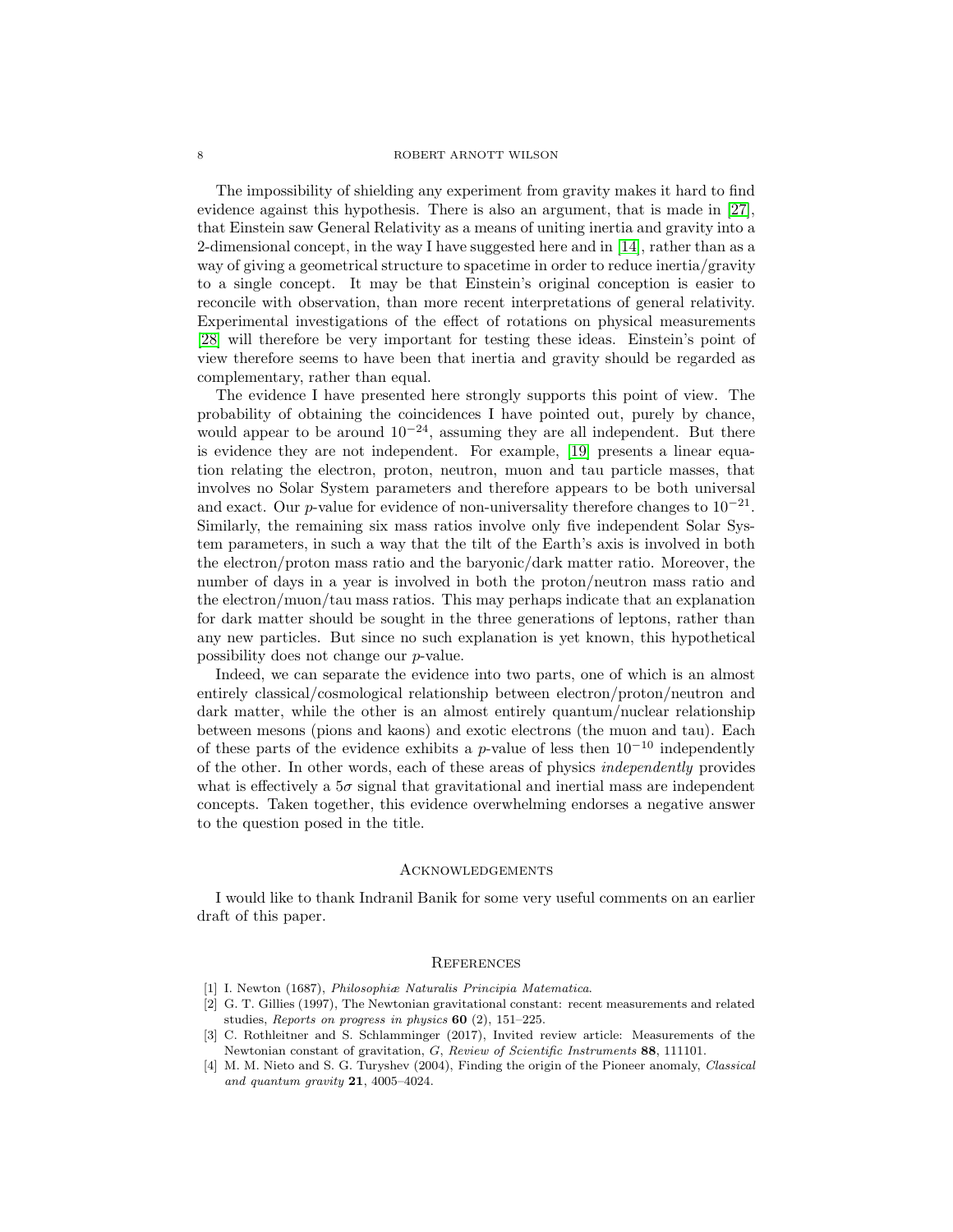The impossibility of shielding any experiment from gravity makes it hard to find evidence against this hypothesis. There is also an argument, that is made in [27], that Einstein saw General Relativity as a means of uniting inertia and gravity into a 2-dimensional concept, in the way I have suggested here and in [14], rather than as a way of giving a geometrical structure to spacetime in order to reduce inertia/gravity to a single concept. It may be that Einstein's original conception is easier to reconcile with observation, than more recent interpretations of general relativity. Experimental investigations of the effect of rotations on physical measurements [28] will therefore be very important for testing these ideas. Einstein's point of view therefore seems to have been that inertia and gravity should be regarded as complementary, rather than equal.

The evidence I have presented here strongly supports this point of view. The probability of obtaining the coincidences I have pointed out, purely by chance, would appear to be around $10^{-24}$, assuming they are all independent. But there is evidence they are not independent. For example, [19] presents a linear equation relating the electron, proton, neutron, muon and tau particle masses, that involves no Solar System parameters and therefore appears to be both universal and exact. Our $p$-value for evidence of non-universality therefore changes to $10^{-21}$. Similarly, the remaining six mass ratios involve only five independent Solar System parameters, in such a way that the tilt of the Earth's axis is involved in both the electron/proton mass ratio and the baryonic/dark matter ratio. Moreover, the number of days in a year is involved in both the proton/neutron mass ratio and the electron/muon/tau mass ratios. This may perhaps indicate that an explanation for dark matter should be sought in the three generations of leptons, rather than any new particles. But since no such explanation is yet known, this hypothetical possibility does not change our $p$-value.

Indeed, we can separate the evidence into two parts, one of which is an almost entirely classical/cosmological relationship between electron/proton/neutron and dark matter, while the other is an almost entirely quantum/nuclear relationship between mesons (pions and kaons) and exotic electrons (the muon and tau). Each of these parts of the evidence exhibits a $p$-value of less then $10^{-10}$ independently of the other. In other words, each of these areas of physics *independently* provides what is effectively a $5\sigma$ signal that gravitational and inertial mass are independent concepts. Taken together, this evidence overwhelming endorses a negative answer to the question posed in the title.

## Acknowledgements

I would like to thank Indranil Banik for some very useful comments on an earlier draft of this paper.

## References

[1] I. Newton (1687), *Philosophiæ Naturalis Principia Matematica*.

[2] G. T. Gillies (1997), The Newtonian gravitational constant: recent measurements and related studies, *Reports on progress in physics* **60** (2), 151–225.

[3] C. Rothleitner and S. Schlamminger (2017), Invited review article: Measurements of the Newtonian constant of gravitation, *G*, *Review of Scientific Instruments* **88**, 111101.

[4] M. M. Nieto and S. G. Turyshev (2004), Finding the origin of the Pioneer anomaly, *Classical and quantum gravity* **21**, 4005–4024.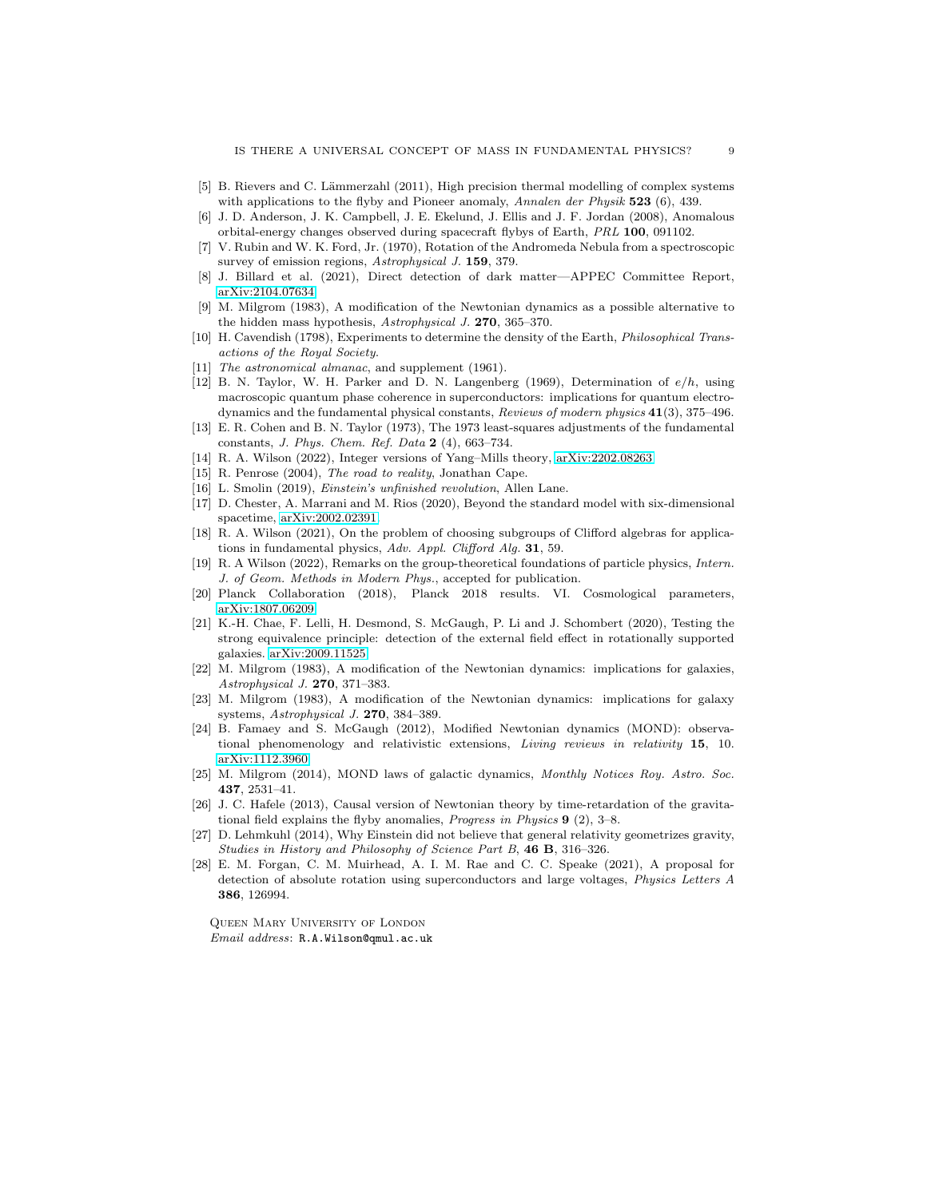[5] B. Rievers and C. Lämmerzahl (2011), High precision thermal modelling of complex systems with applications to the flyby and Pioneer anomaly, *Annalen der Physik* **523** (6), 439.

[6] J. D. Anderson, J. K. Campbell, J. E. Ekelund, J. Ellis and J. F. Jordan (2008), Anomalous orbital-energy changes observed during spacecraft flybys of Earth, *PRL* **100**, 091102.

[7] V. Rubin and W. K. Ford, Jr. (1970), Rotation of the Andromeda Nebula from a spectroscopic survey of emission regions, *Astrophysical J.* **159**, 379.

[8] J. Billard et al. (2021), Direct detection of dark matter—APPEC Committee Report, arXiv:2104.07634

[9] M. Milgrom (1983), A modification of the Newtonian dynamics as a possible alternative to the hidden mass hypothesis, *Astrophysical J.* **270**, 365–370.

[10] H. Cavendish (1798), Experiments to determine the density of the Earth, *Philosophical Transactions of the Royal Society*.

[11] *The astronomical almanac*, and supplement (1961).

[12] B. N. Taylor, W. H. Parker and D. N. Langenberg (1969), Determination of $e/h$, using macroscopic quantum phase coherence in superconductors: implications for quantum electrodynamics and the fundamental physical constants, *Reviews of modern physics* **41**(3), 375–496.

[13] E. R. Cohen and B. N. Taylor (1973), The 1973 least-squares adjustments of the fundamental constants, *J. Phys. Chem. Ref. Data* **2** (4), 663–734.

[14] R. A. Wilson (2022), Integer versions of Yang–Mills theory, arXiv:2202.08263

[15] R. Penrose (2004), *The road to reality*, Jonathan Cape.

[16] L. Smolin (2019), *Einstein's unfinished revolution*, Allen Lane.

[17] D. Chester, A. Marrani and M. Rios (2020), Beyond the standard model with six-dimensional spacetime, arXiv:2002.02391

[18] R. A. Wilson (2021), On the problem of choosing subgroups of Clifford algebras for applications in fundamental physics, *Adv. Appl. Clifford Alg.* **31**, 59.

[19] R. A Wilson (2022), Remarks on the group-theoretical foundations of particle physics, *Intern. J. of Geom. Methods in Modern Phys.*, accepted for publication.

[20] Planck Collaboration (2018), Planck 2018 results. VI. Cosmological parameters, arXiv:1807.06209

[21] K.-H. Chae, F. Lelli, H. Desmond, S. McGaugh, P. Li and J. Schombert (2020), Testing the strong equivalence principle: detection of the external field effect in rotationally supported galaxies. arXiv:2009.11525

[22] M. Milgrom (1983), A modification of the Newtonian dynamics: implications for galaxies, *Astrophysical J.* **270**, 371–383.

[23] M. Milgrom (1983), A modification of the Newtonian dynamics: implications for galaxy systems, *Astrophysical J.* **270**, 384–389.

[24] B. Famaey and S. McGaugh (2012), Modified Newtonian dynamics (MOND): observational phenomenology and relativistic extensions, *Living reviews in relativity* **15**, 10. arXiv:1112.3960

[25] M. Milgrom (2014), MOND laws of galactic dynamics, *Monthly Notices Roy. Astro. Soc.* **437**, 2531–41.

[26] J. C. Hafele (2013), Causal version of Newtonian theory by time-retardation of the gravitational field explains the flyby anomalies, *Progress in Physics* **9** (2), 3–8.

[27] D. Lehmkuhl (2014), Why Einstein did not believe that general relativity geometrizes gravity, *Studies in History and Philosophy of Science Part B*, **46 B**, 316–326.

[28] E. M. Forgan, C. M. Muirhead, A. I. M. Rae and C. C. Speake (2021), A proposal for detection of absolute rotation using superconductors and large voltages, *Physics Letters A* **386**, 126994.

Queen Mary University of London
*Email address*: R.A.Wilson@qmul.ac.uk